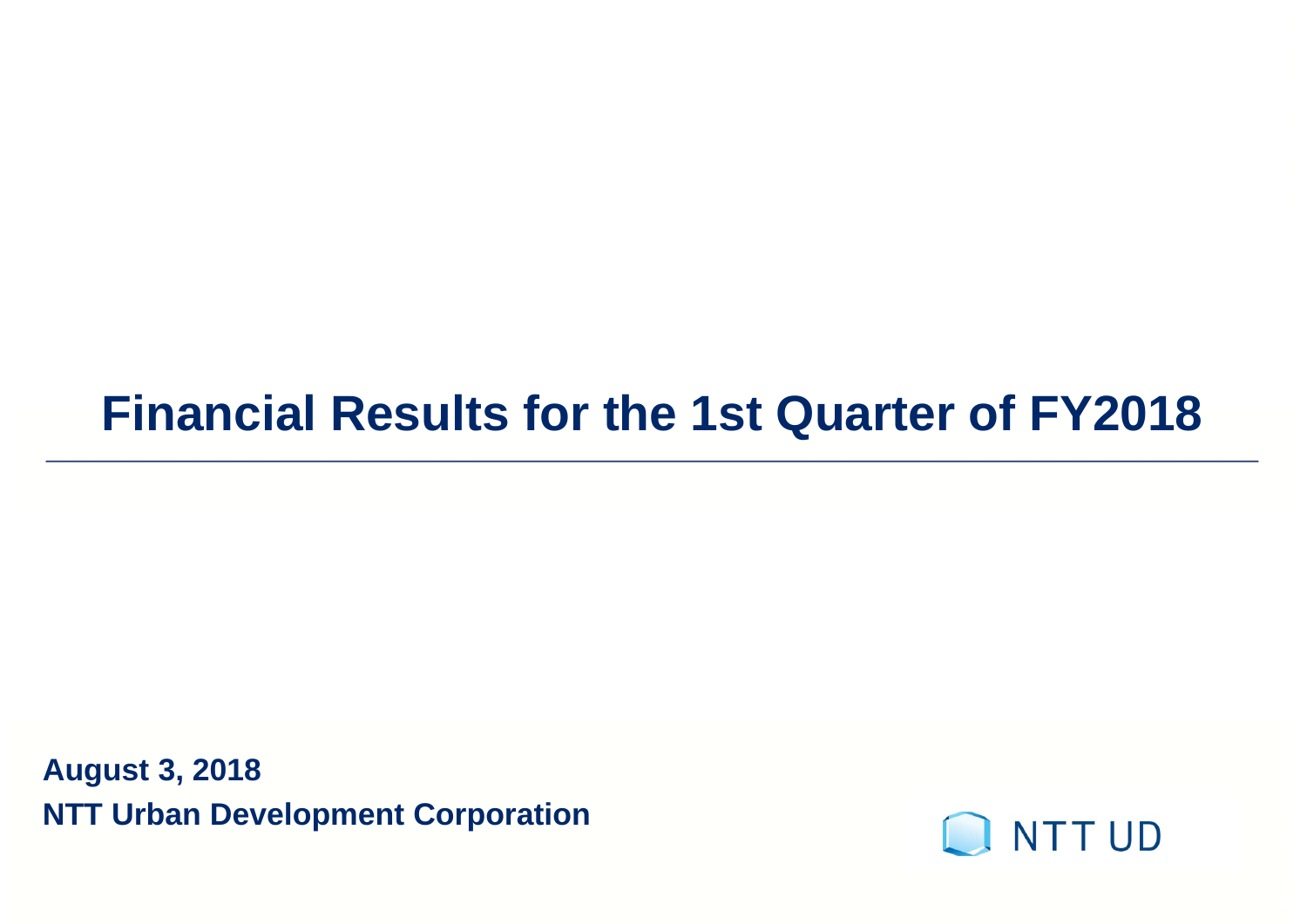# Financial Results for the 1st Quarter of FY2018

**August 3, 2018**
**NTT Urban Development Corporation**

NTT UD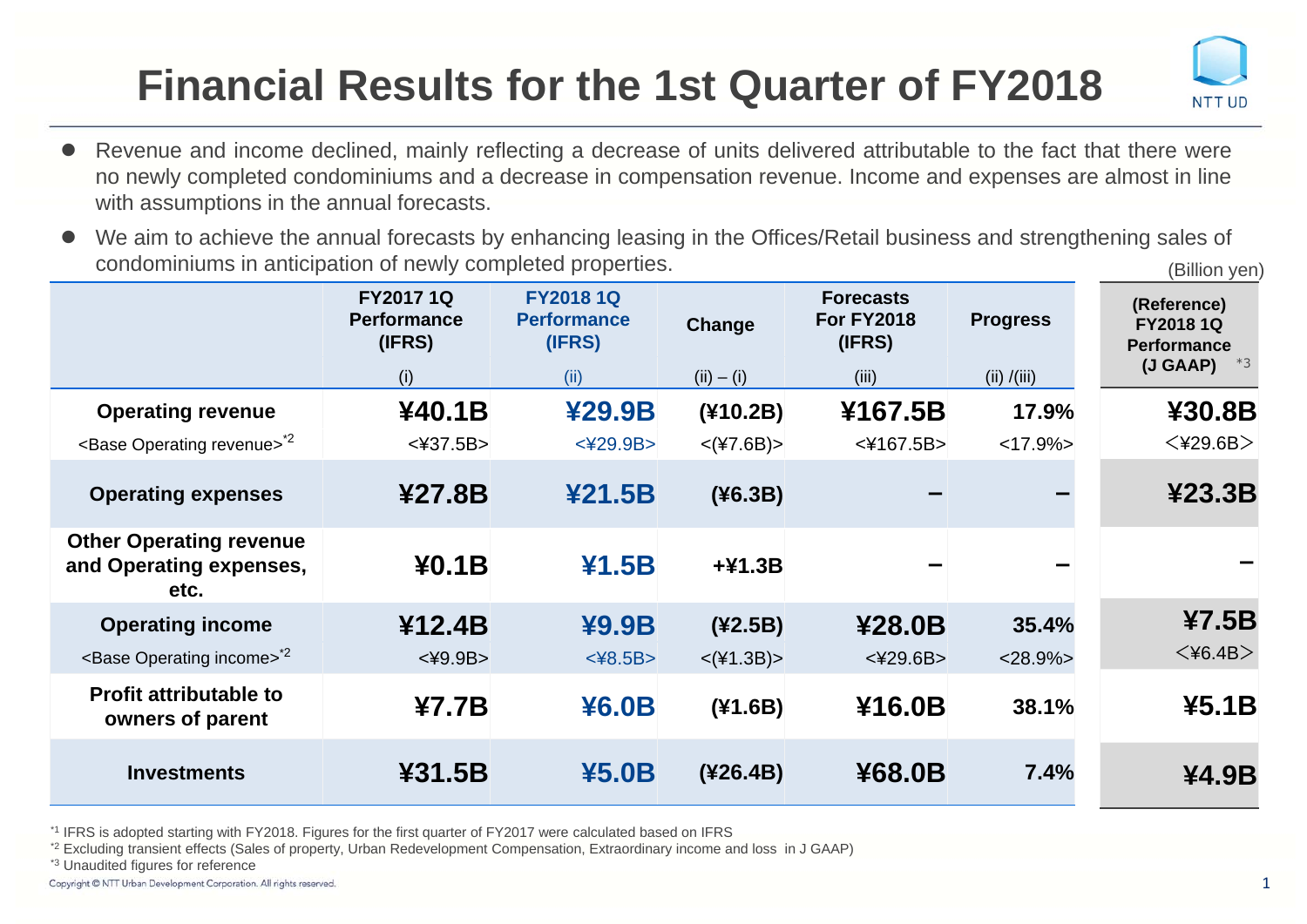# Financial Results for the 1st Quarter of FY2018

- Revenue and income declined, mainly reflecting a decrease of units delivered attributable to the fact that there were no newly completed condominiums and a decrease in compensation revenue. Income and expenses are almost in line with assumptions in the annual forecasts.
- We aim to achieve the annual forecasts by enhancing leasing in the Offices/Retail business and strengthening sales of condominiums in anticipation of newly completed properties.

(Billion yen)

| | FY2017 1Q Performance (IFRS) (i) | FY2018 1Q Performance (IFRS) (ii) | Change (ii) – (i) | Forecasts For FY2018 (IFRS) (iii) | Progress (ii) /(iii) | (Reference) FY2018 1Q Performance (J GAAP) *3 |
|---|---|---|---|---|---|---|
| **Operating revenue** | **¥40.1B** | **¥29.9B** | **(¥10.2B)** | **¥167.5B** | **17.9%** | **¥30.8B** |
| <Base Operating revenue>*2 | <¥37.5B> | <¥29.9B> | <(¥7.6B)> | <¥167.5B> | <17.9%> | <¥29.6B> |
| **Operating expenses** | **¥27.8B** | **¥21.5B** | **(¥6.3B)** | – | – | **¥23.3B** |
| **Other Operating revenue and Operating expenses, etc.** | **¥0.1B** | **¥1.5B** | **+¥1.3B** | – | – | – |
| **Operating income** | **¥12.4B** | **¥9.9B** | **(¥2.5B)** | **¥28.0B** | **35.4%** | **¥7.5B** |
| <Base Operating income>*2 | <¥9.9B> | <¥8.5B> | <(¥1.3B)> | <¥29.6B> | <28.9%> | <¥6.4B> |
| **Profit attributable to owners of parent** | **¥7.7B** | **¥6.0B** | **(¥1.6B)** | **¥16.0B** | **38.1%** | **¥5.1B** |
| **Investments** | **¥31.5B** | **¥5.0B** | **(¥26.4B)** | **¥68.0B** | **7.4%** | **¥4.9B** |

*1 IFRS is adopted starting with FY2018. Figures for the first quarter of FY2017 were calculated based on IFRS

*2 Excluding transient effects (Sales of property, Urban Redevelopment Compensation, Extraordinary income and loss in J GAAP)

*3 Unaudited figures for reference

Copyright © NTT Urban Development Corporation. All rights reserved.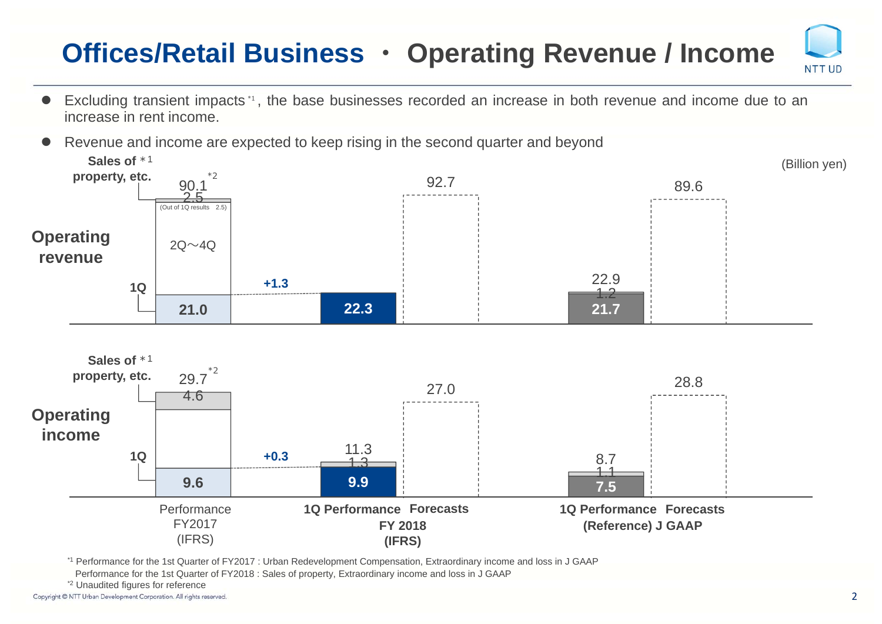# Offices/Retail Business ・ Operating Revenue / Income

- Excluding transient impacts[*1], the base businesses recorded an increase in both revenue and income due to an increase in rent income.
- Revenue and income are expected to keep rising in the second quarter and beyond

(Billion yen)

**Operating revenue**

| | FY2017 Performance (IFRS) | FY 2018 1Q Performance (IFRS) | FY 2018 Forecasts (IFRS) | (Reference) J GAAP 1Q Performance | (Reference) J GAAP Forecasts |
|---|---|---|---|---|---|
| Total | 90.1[*2] | | 92.7 | 22.9 | 89.6 |
| Sales of property, etc.[*1] | 2.5 (Out of 1Q results 2.5) | | | 1.2 | |
| 2Q～4Q | | | | | |
| 1Q | 21.0 | 22.3 (+1.3) | | 21.7 | |

**Operating income**

| | FY2017 Performance (IFRS) | FY 2018 1Q Performance (IFRS) | FY 2018 Forecasts (IFRS) | (Reference) J GAAP 1Q Performance | (Reference) J GAAP Forecasts |
|---|---|---|---|---|---|
| Total | 29.7[*2] | 11.3 | 27.0 | 8.7 | 28.8 |
| Sales of property, etc.[*1] | 4.6 | 1.3 | | 1.1 | |
| 1Q | 9.6 | 9.9 (+0.3) | | 7.5 | |

[*1] Performance for the 1st Quarter of FY2017 : Urban Redevelopment Compensation, Extraordinary income and loss in J GAAP
Performance for the 1st Quarter of FY2018 : Sales of property, Extraordinary income and loss in J GAAP

[*2] Unaudited figures for reference

Copyright © NTT Urban Development Corporation. All rights reserved.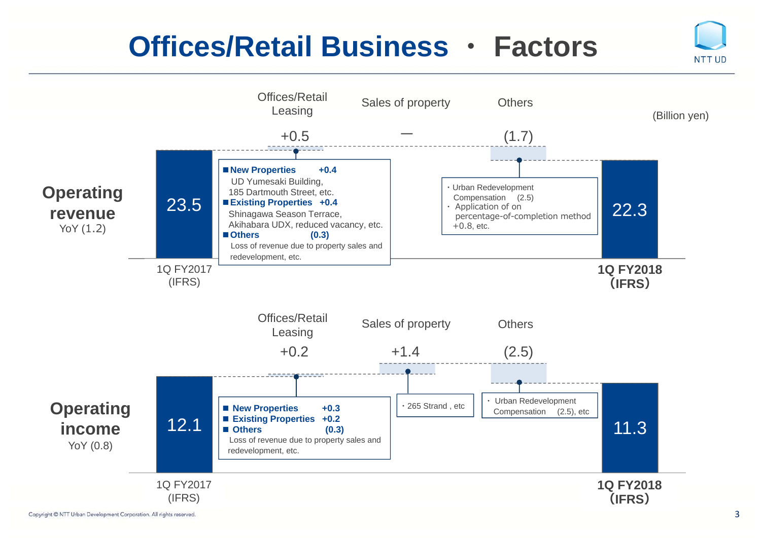# Offices/Retail Business ・ Factors

(Billion yen)

## Operating revenue

YoY (1.2)

| 1Q FY2017 (IFRS) | Offices/Retail Leasing | Sales of property | Others | 1Q FY2018 (IFRS) |
|---|---|---|---|---|
| 23.5 | +0.5 | — | (1.7) | 22.3 |

**Offices/Retail Leasing +0.5**

- **New Properties +0.4**
  UD Yumesaki Building, 185 Dartmouth Street, etc.
- **Existing Properties +0.4**
  Shinagawa Season Terrace, Akihabara UDX, reduced vacancy, etc.
- **Others (0.3)**
  Loss of revenue due to property sales and redevelopment, etc.

**Others (1.7)**

- Urban Redevelopment Compensation (2.5)
- Application of on percentage-of-completion method +0.8, etc.

## Operating income

YoY (0.8)

| 1Q FY2017 (IFRS) | Offices/Retail Leasing | Sales of property | Others | 1Q FY2018 (IFRS) |
|---|---|---|---|---|
| 12.1 | +0.2 | +1.4 | (2.5) | 11.3 |

**Offices/Retail Leasing +0.2**

- **New Properties +0.3**
- **Existing Properties +0.2**
- **Others (0.3)**
  Loss of revenue due to property sales and redevelopment, etc.

**Sales of property +1.4**

- 265 Strand , etc

**Others (2.5)**

- Urban Redevelopment Compensation (2.5), etc

Copyright © NTT Urban Development Corporation. All rights reserved.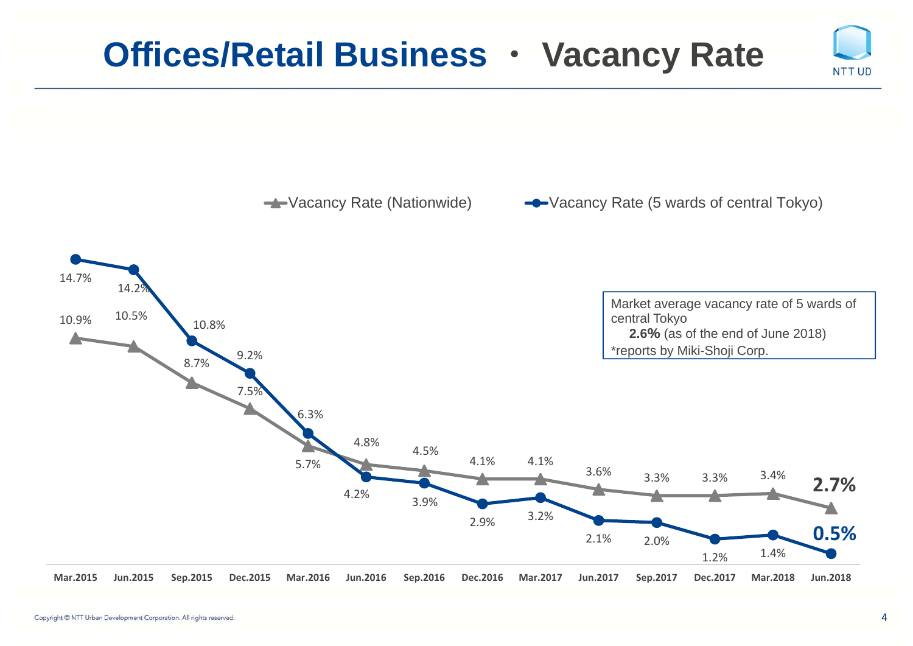# Offices/Retail Business ・ Vacancy Rate

| | Mar.2015 | Jun.2015 | Sep.2015 | Dec.2015 | Mar.2016 | Jun.2016 | Sep.2016 | Dec.2016 | Mar.2017 | Jun.2017 | Sep.2017 | Dec.2017 | Mar.2018 | Jun.2018 |
|---|---|---|---|---|---|---|---|---|---|---|---|---|---|---|
| Vacancy Rate (Nationwide) | 10.9% | 10.5% | 8.7% | 7.5% | 5.7% | 4.8% | 4.5% | 4.1% | 4.1% | 3.6% | 3.3% | 3.3% | 3.4% | **2.7%** |
| Vacancy Rate (5 wards of central Tokyo) | 14.7% | 14.2% | 10.8% | 9.2% | 6.3% | 4.2% | 3.9% | 2.9% | 3.2% | 2.1% | 2.0% | 1.2% | 1.4% | **0.5%** |

Market average vacancy rate of 5 wards of central Tokyo
**2.6%** (as of the end of June 2018)
*reports by Miki-Shoji Corp.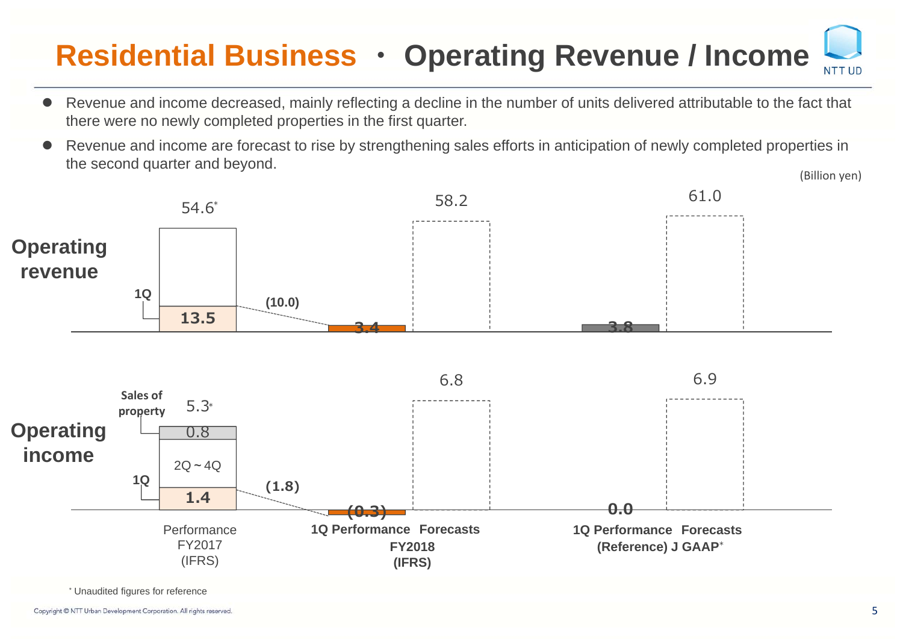# Residential Business ・ Operating Revenue / Income

- Revenue and income decreased, mainly reflecting a decline in the number of units delivered attributable to the fact that there were no newly completed properties in the first quarter.
- Revenue and income are forecast to rise by strengthening sales efforts in anticipation of newly completed properties in the second quarter and beyond.

(Billion yen)

| | Performance FY2017 (IFRS) | FY2018 (IFRS) 1Q Performance | FY2018 (IFRS) Forecasts | (Reference) J GAAP* 1Q Performance | (Reference) J GAAP* Forecasts |
|---|---|---|---|---|---|
| Operating revenue | 54.6* (1Q: 13.5) | 3.4 (10.0) | 58.2 | 3.8 | 61.0 |
| Operating income | 5.3* (1Q: 1.4; 2Q～4Q; Sales of property: 0.8) | (0.3) (1.8) | 6.8 | 0.0 | 6.9 |

* Unaudited figures for reference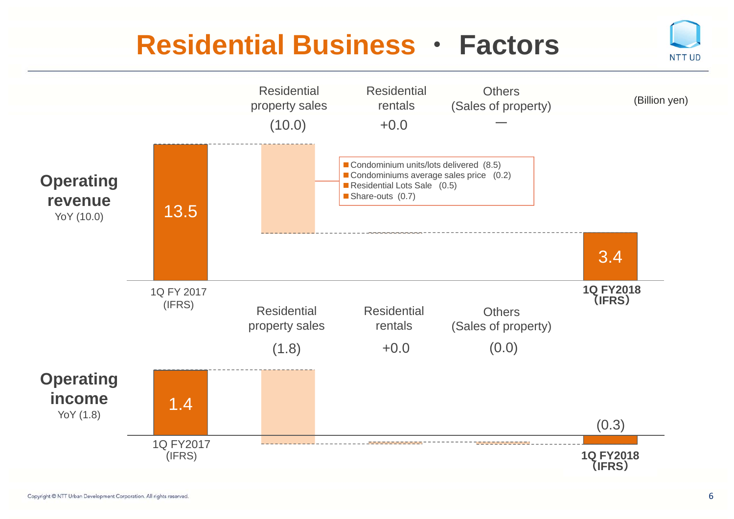# Residential Business ・ Factors

(Billion yen)

## Operating revenue

YoY (10.0)

| 1Q FY 2017 (IFRS) | Residential property sales | Residential rentals | Others (Sales of property) | 1Q FY2018 (IFRS) |
|---|---|---|---|---|
| 13.5 | (10.0) | +0.0 | — | 3.4 |

- Condominium units/lots delivered (8.5)
- Condominiums average sales price (0.2)
- Residential Lots Sale (0.5)
- Share-outs (0.7)

## Operating income

YoY (1.8)

| 1Q FY2017 (IFRS) | Residential property sales | Residential rentals | Others (Sales of property) | 1Q FY2018 (IFRS) |
|---|---|---|---|---|
| 1.4 | (1.8) | +0.0 | (0.0) | (0.3) |

Copyright © NTT Urban Development Corporation. All rights reserved.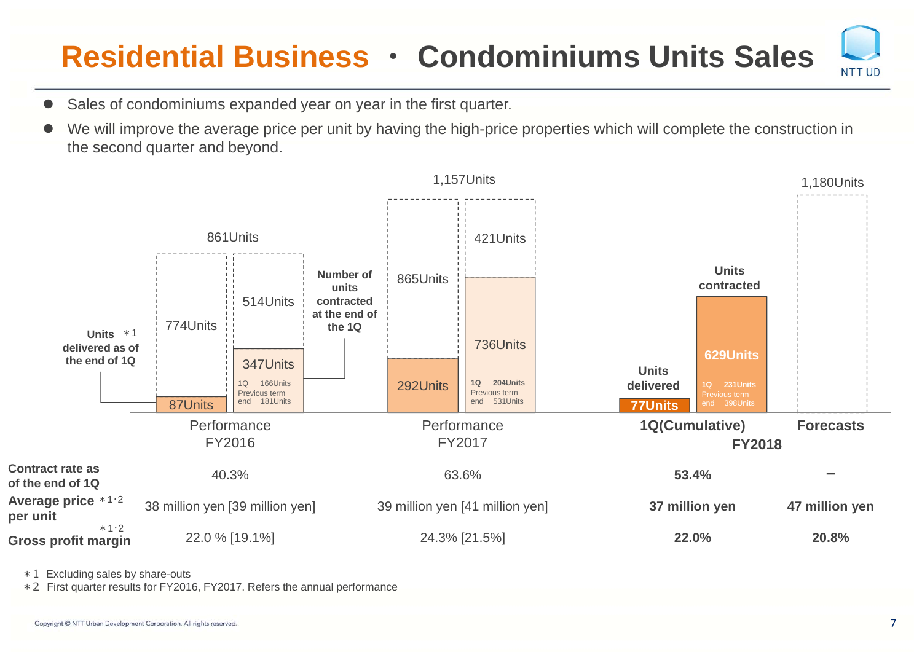# Residential Business ・ Condominiums Units Sales

- Sales of condominiums expanded year on year in the first quarter.
- We will improve the average price per unit by having the high-price properties which will complete the construction in the second quarter and beyond.

| | Performance FY2016 | | Performance FY2017 | | FY2018 1Q(Cumulative) | | FY2018 Forecasts |
|---|---|---|---|---|---|---|---|
| | Units delivered | Units contracted | Units delivered | Units contracted | Units delivered | Units contracted | |
| Total | 861Units | | 1,157Units | | | | 1,180Units |
| Annual | 774Units | 514Units | 865Units | 421Units | | | |
| As of the end of 1Q | 87Units | 347Units (1Q 166Units, Previous term end 181Units) | 292Units | 736Units (1Q 204Units, Previous term end 531Units) | 77Units | 629Units (1Q 231Units, Previous term end 398Units) | |

Units delivered as of the end of 1Q ＊1

Number of units contracted at the end of the 1Q

| | Performance FY2016 | Performance FY2017 | 1Q(Cumulative) FY2018 | Forecasts FY2018 |
|---|---|---|---|---|
| Contract rate as of the end of 1Q | 40.3% | 63.6% | **53.4%** | **－** |
| Average price per unit ＊1･2 | 38 million yen [39 million yen] | 39 million yen [41 million yen] | **37 million yen** | **47 million yen** |
| Gross profit margin ＊1･2 | 22.0 % [19.1%] | 24.3% [21.5%] | **22.0%** | **20.8%** |

＊1 Excluding sales by share-outs
＊2 First quarter results for FY2016, FY2017. Refers the annual performance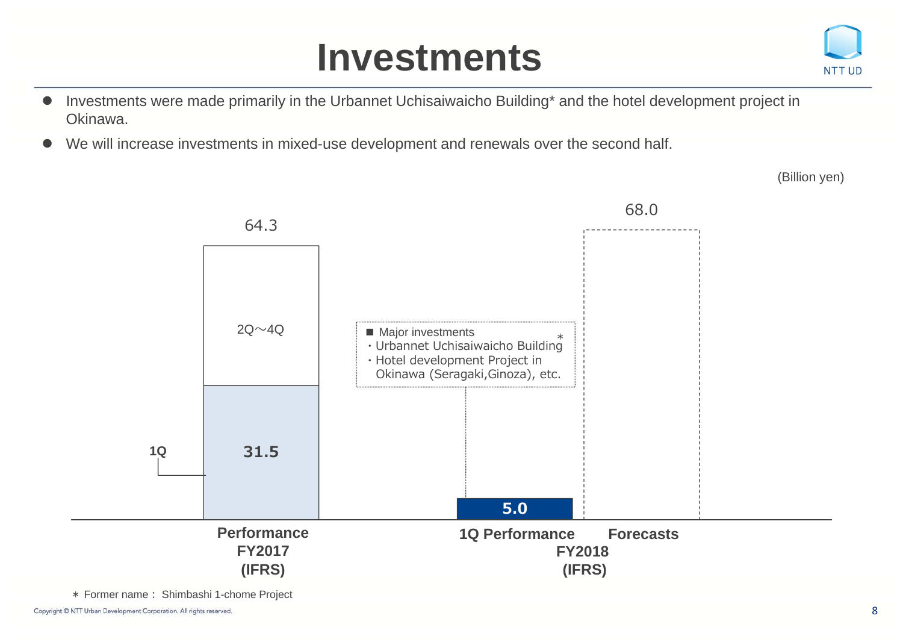# Investments

- Investments were made primarily in the Urbannet Uchisaiwaicho Building* and the hotel development project in Okinawa.
- We will increase investments in mixed-use development and renewals over the second half.

(Billion yen)

| | Performance FY2017 (IFRS) | 1Q Performance FY2018 (IFRS) | Forecasts FY2018 (IFRS) |
|---|---|---|---|
| 1Q | 31.5 | 5.0 | |
| 2Q～4Q | | | |
| Total | 64.3 | | 68.0 |

■ Major investments
・Urbannet Uchisaiwaicho Building*
・Hotel development Project in Okinawa (Seragaki,Ginoza), etc.

* Former name： Shimbashi 1-chome Project

Copyright © NTT Urban Development Corporation. All rights reserved.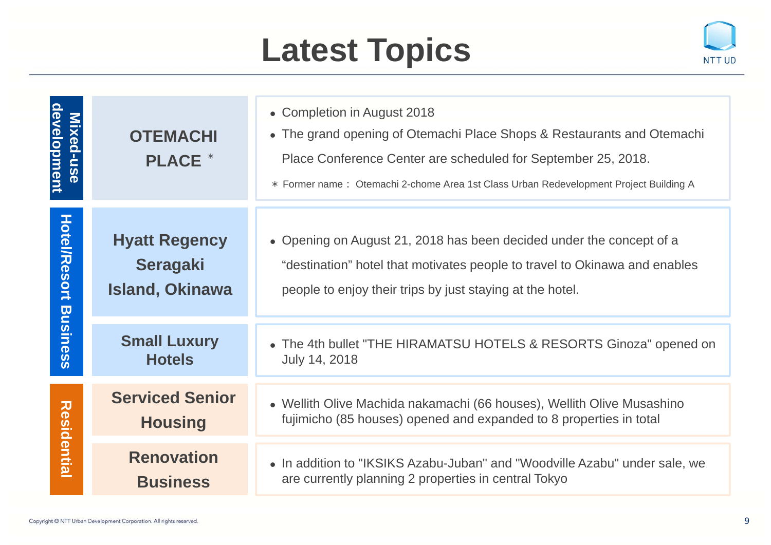# Latest Topics

| Category | Topic | Details |
| --- | --- | --- |
| Mixed-use development | OTEMACHI PLACE * | • Completion in August 2018<br>• The grand opening of Otemachi Place Shops & Restaurants and Otemachi Place Conference Center are scheduled for September 25, 2018.<br>* Former name： Otemachi 2-chome Area 1st Class Urban Redevelopment Project Building A |
| Hotel/Resort Business | Hyatt Regency Seragaki Island, Okinawa | • Opening on August 21, 2018 has been decided under the concept of a “destination” hotel that motivates people to travel to Okinawa and enables people to enjoy their trips by just staying at the hotel. |
| | Small Luxury Hotels | • The 4th bullet "THE HIRAMATSU HOTELS & RESORTS Ginoza" opened on July 14, 2018 |
| Residential | Serviced Senior Housing | • Wellith Olive Machida nakamachi (66 houses), Wellith Olive Musashino fujimicho (85 houses) opened and expanded to 8 properties in total |
| | Renovation Business | • In addition to "IKSIKS Azabu-Juban" and "Woodville Azabu" under sale, we are currently planning 2 properties in central Tokyo |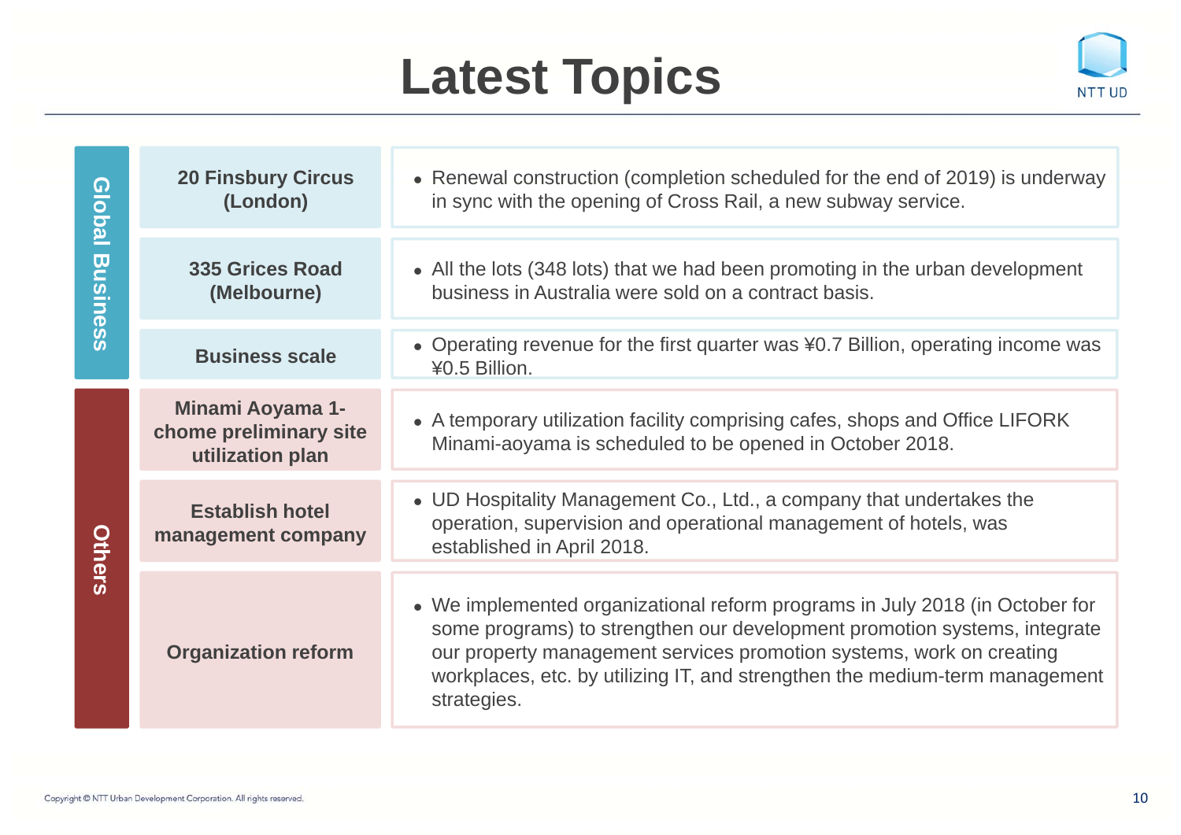# Latest Topics

| Category | Topic | Details |
|---|---|---|
| Global Business | **20 Finsbury Circus (London)** | • Renewal construction (completion scheduled for the end of 2019) is underway in sync with the opening of Cross Rail, a new subway service. |
| | **335 Grices Road (Melbourne)** | • All the lots (348 lots) that we had been promoting in the urban development business in Australia were sold on a contract basis. |
| | **Business scale** | • Operating revenue for the first quarter was ¥0.7 Billion, operating income was ¥0.5 Billion. |
| Others | **Minami Aoyama 1-chome preliminary site utilization plan** | • A temporary utilization facility comprising cafes, shops and Office LIFORK Minami-aoyama is scheduled to be opened in October 2018. |
| | **Establish hotel management company** | • UD Hospitality Management Co., Ltd., a company that undertakes the operation, supervision and operational management of hotels, was established in April 2018. |
| | **Organization reform** | • We implemented organizational reform programs in July 2018 (in October for some programs) to strengthen our development promotion systems, integrate our property management services promotion systems, work on creating workplaces, etc. by utilizing IT, and strengthen the medium-term management strategies. |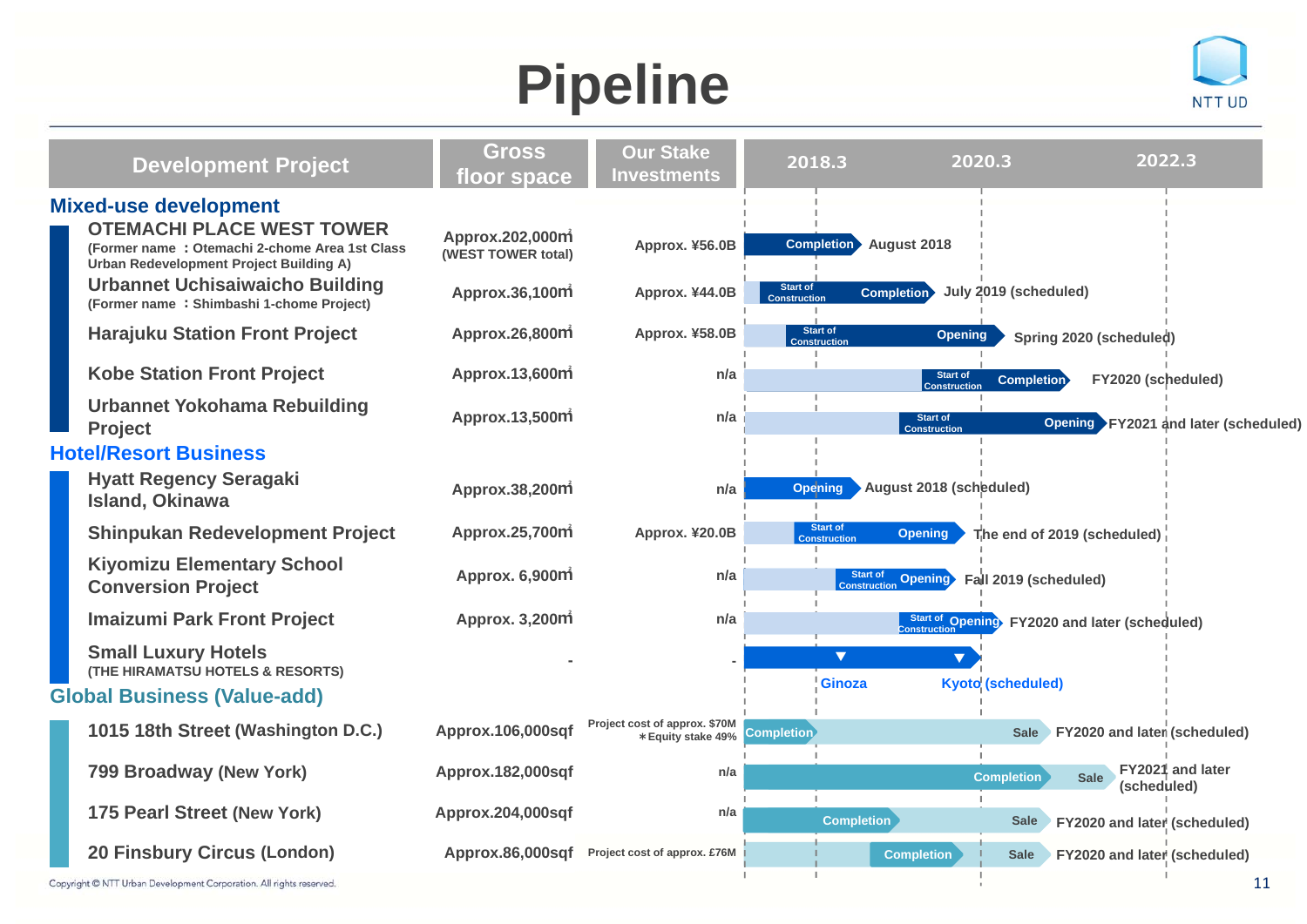# Pipeline

| Development Project | Gross floor space | Our Stake Investments | Schedule (2018.3 / 2020.3 / 2022.3) |
|---|---|---|---|
| **Mixed-use development** | | | |
| OTEMACHI PLACE WEST TOWER (Former name ：Otemachi 2-chome Area 1st Class Urban Redevelopment Project Building A) | Approx.202,000㎡ (WEST TOWER total) | Approx. ¥56.0B | Completion: August 2018 |
| Urbannet Uchisaiwaicho Building (Former name ：Shimbashi 1-chome Project) | Approx.36,100㎡ | Approx. ¥44.0B | Start of Construction → Completion: July 2019 (scheduled) |
| Harajuku Station Front Project | Approx.26,800㎡ | Approx. ¥58.0B | Start of Construction → Opening: Spring 2020 (scheduled) |
| Kobe Station Front Project | Approx.13,600㎡ | n/a | Start of Construction → Completion: FY2020 (scheduled) |
| Urbannet Yokohama Rebuilding Project | Approx.13,500㎡ | n/a | Start of Construction → Opening: FY2021 and later (scheduled) |
| **Hotel/Resort Business** | | | |
| Hyatt Regency Seragaki Island, Okinawa | Approx.38,200㎡ | n/a | Opening: August 2018 (scheduled) |
| Shinpukan Redevelopment Project | Approx.25,700㎡ | Approx. ¥20.0B | Start of Construction → Opening: The end of 2019 (scheduled) |
| Kiyomizu Elementary School Conversion Project | Approx. 6,900㎡ | n/a | Start of Construction → Opening: Fall 2019 (scheduled) |
| Imaizumi Park Front Project | Approx. 3,200㎡ | n/a | Start of Construction → Opening: FY2020 and later (scheduled) |
| Small Luxury Hotels (THE HIRAMATSU HOTELS & RESORTS) | - | - | Ginoza; Kyoto (scheduled) |
| **Global Business (Value-add)** | | | |
| 1015 18th Street (Washington D.C.) | Approx.106,000sqf | Project cost of approx. $70M ＊Equity stake 49% | Completion → Sale: FY2020 and later (scheduled) |
| 799 Broadway (New York) | Approx.182,000sqf | n/a | Completion → Sale: FY2021 and later (scheduled) |
| 175 Pearl Street (New York) | Approx.204,000sqf | n/a | Completion → Sale: FY2020 and later (scheduled) |
| 20 Finsbury Circus (London) | Approx.86,000sqf | Project cost of approx. £76M | Completion → Sale: FY2020 and later (scheduled) |

Copyright © NTT Urban Development Corporation. All rights reserved.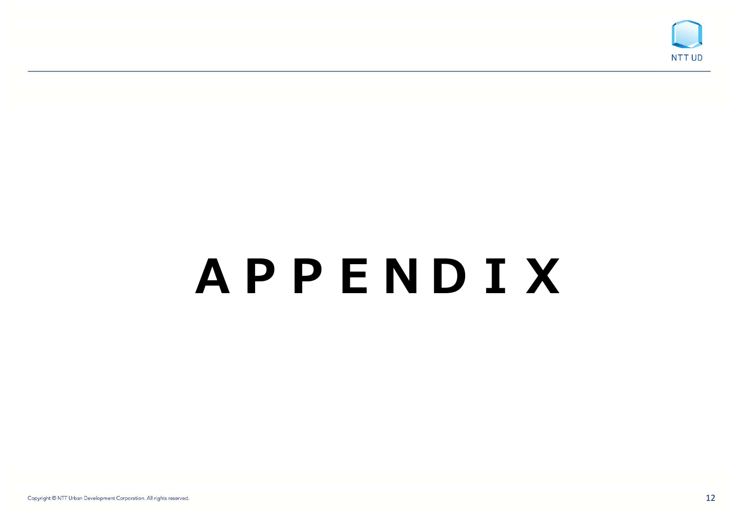# APPENDIX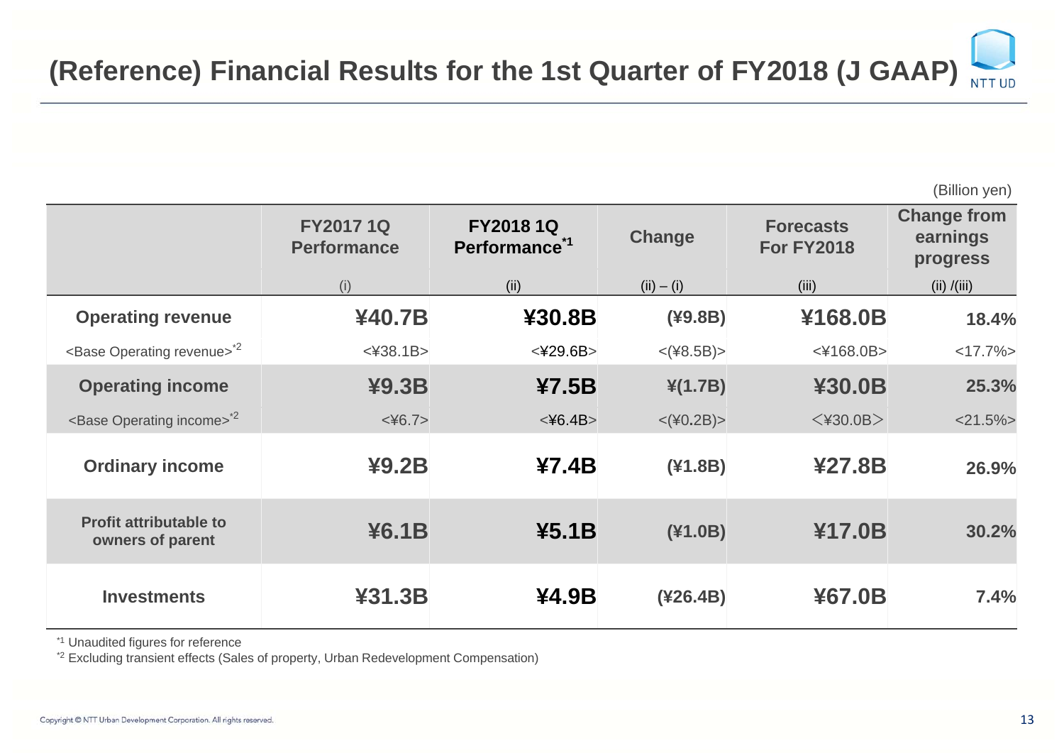# (Reference) Financial Results for the 1st Quarter of FY2018 (J GAAP)

(Billion yen)

| | FY2017 1Q Performance (i) | FY2018 1Q Performance[*1] (ii) | Change (ii) – (i) | Forecasts For FY2018 (iii) | Change from earnings progress (ii) /(iii) |
|---|---|---|---|---|---|
| **Operating revenue** | **¥40.7B** | **¥30.8B** | **(¥9.8B)** | **¥168.0B** | **18.4%** |
| <Base Operating revenue>[*2] | <¥38.1B> | <¥29.6B> | <(¥8.5B)> | <¥168.0B> | <17.7%> |
| **Operating income** | **¥9.3B** | **¥7.5B** | **¥(1.7B)** | **¥30.0B** | **25.3%** |
| <Base Operating income>[*2] | <¥6.7> | <¥6.4B> | <(¥0.2B)> | <¥30.0B> | <21.5%> |
| **Ordinary income** | **¥9.2B** | **¥7.4B** | **(¥1.8B)** | **¥27.8B** | **26.9%** |
| **Profit attributable to owners of parent** | **¥6.1B** | **¥5.1B** | **(¥1.0B)** | **¥17.0B** | **30.2%** |
| **Investments** | **¥31.3B** | **¥4.9B** | **(¥26.4B)** | **¥67.0B** | **7.4%** |

[*1] Unaudited figures for reference

[*2] Excluding transient effects (Sales of property, Urban Redevelopment Compensation)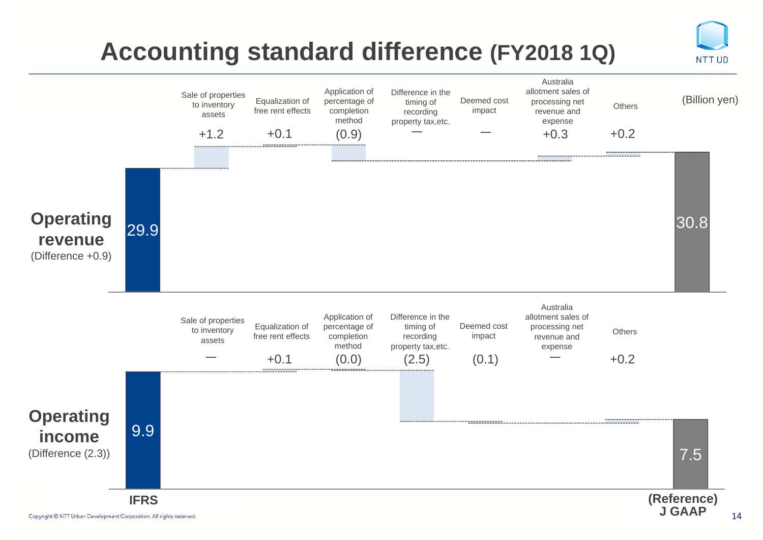# Accounting standard difference (FY2018 1Q)

(Billion yen)

| | IFRS | Sale of properties to inventory assets | Equalization of free rent effects | Application of percentage of completion method | Difference in the timing of recording property tax,etc. | Deemed cost impact | Australia allotment sales of processing net revenue and expense | Others | (Reference) J GAAP |
|---|---|---|---|---|---|---|---|---|---|
| **Operating revenue** (Difference +0.9) | 29.9 | +1.2 | +0.1 | (0.9) | — | — | +0.3 | +0.2 | 30.8 |
| **Operating income** (Difference (2.3)) | 9.9 | — | +0.1 | (0.0) | (2.5) | (0.1) | — | +0.2 | 7.5 |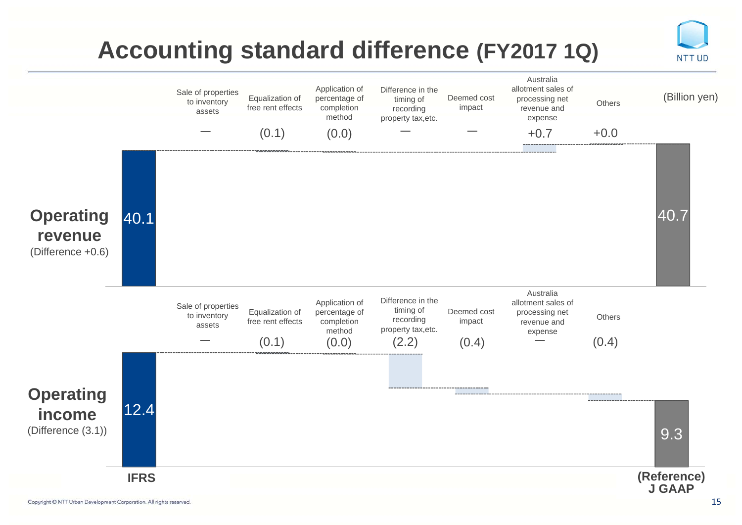# Accounting standard difference (FY2017 1Q)

(Billion yen)

## Operating revenue (Difference +0.6)

| | IFRS | Sale of properties to inventory assets | Equalization of free rent effects | Application of percentage of completion method | Difference in the timing of recording property tax,etc. | Deemed cost impact | Australia allotment sales of processing net revenue and expense | Others | (Reference) J GAAP |
|---|---|---|---|---|---|---|---|---|---|
| Operating revenue | 40.1 | — | (0.1) | (0.0) | — | — | +0.7 | +0.0 | 40.7 |

## Operating income (Difference (3.1))

| | IFRS | Sale of properties to inventory assets | Equalization of free rent effects | Application of percentage of completion method | Difference in the timing of recording property tax,etc. | Deemed cost impact | Australia allotment sales of processing net revenue and expense | Others | (Reference) J GAAP |
|---|---|---|---|---|---|---|---|---|---|
| Operating income | 12.4 | — | (0.1) | (0.0) | (2.2) | (0.4) | — | (0.4) | 9.3 |

Copyright © NTT Urban Development Corporation. All rights reserved.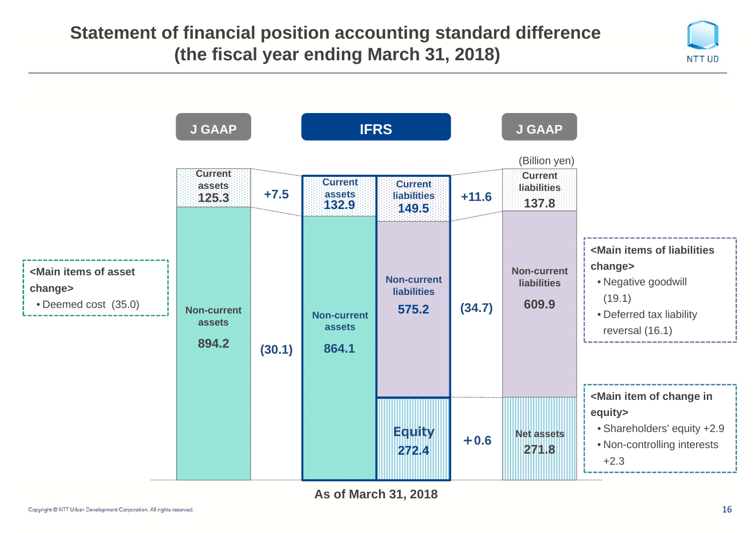# Statement of financial position accounting standard difference (the fiscal year ending March 31, 2018)

(Billion yen)

| | J GAAP | Difference | IFRS | Difference | J GAAP |
|---|---|---|---|---|---|
| Current assets | 125.3 | +7.5 | 132.9 | | |
| Non-current assets | 894.2 | (30.1) | 864.1 | | |
| Current liabilities | | | 149.5 | +11.6 | 137.8 |
| Non-current liabilities | | | 575.2 | (34.7) | 609.9 |
| Equity / Net assets | | | 272.4 | +0.6 | 271.8 |

As of March 31, 2018

**<Main items of asset change>**
- Deemed cost (35.0)

**<Main items of liabilities change>**
- Negative goodwill (19.1)
- Deferred tax liability reversal (16.1)

**<Main item of change in equity>**
- Shareholders' equity +2.9
- Non-controlling interests +2.3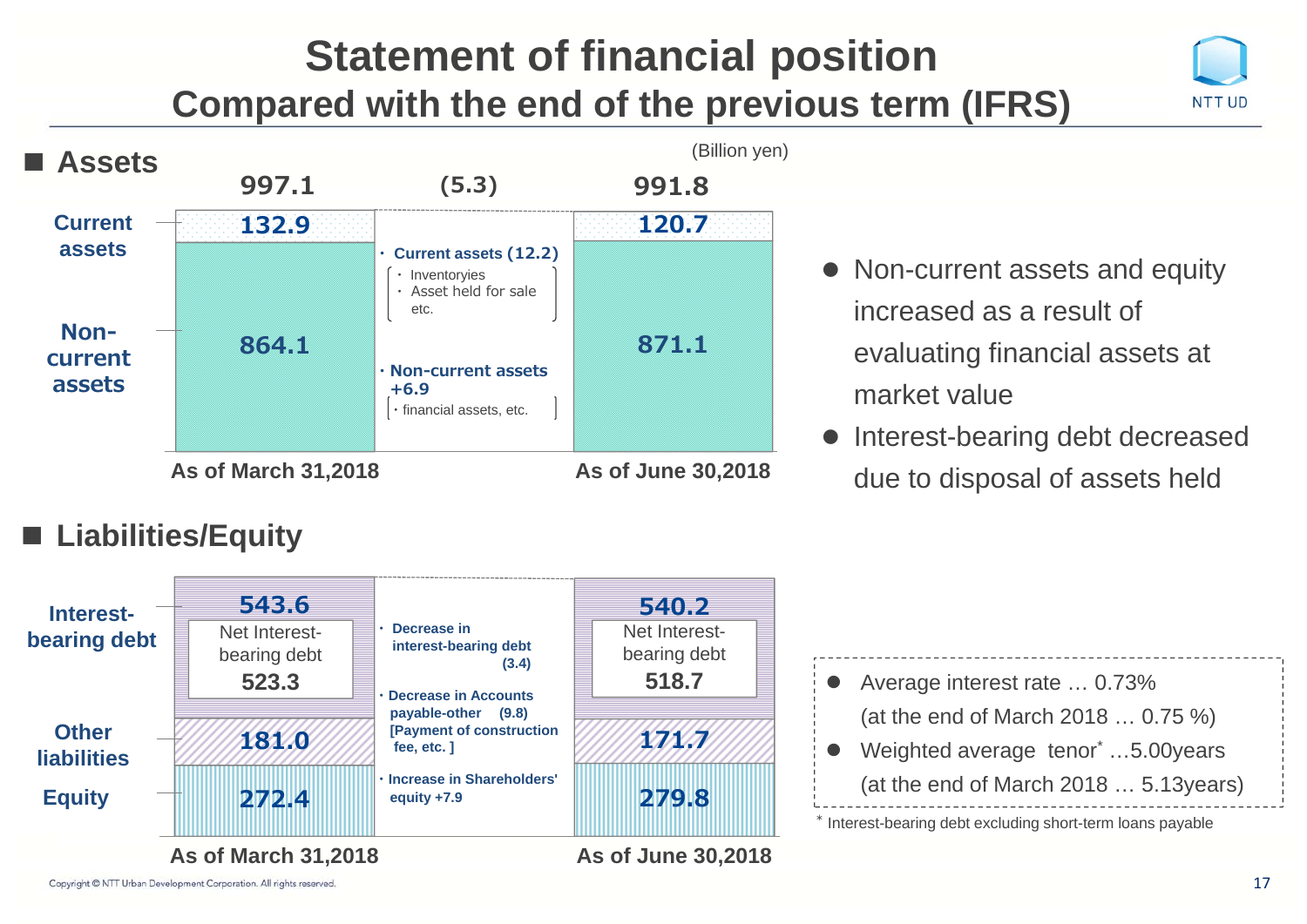# Statement of financial position
## Compared with the end of the previous term (IFRS)

## ■ Assets

(Billion yen)

| | As of March 31,2018 | Change | As of June 30,2018 |
|---|---|---|---|
| Total | 997.1 | (5.3) | 991.8 |
| Current assets | 132.9 | (12.2) | 120.7 |
| Non-current assets | 864.1 | +6.9 | 871.1 |

- Current assets (12.2)
  - Inventories
  - Asset held for sale etc.
- Non-current assets +6.9
  - financial assets, etc.

## ■ Liabilities/Equity

| | As of March 31,2018 | As of June 30,2018 |
|---|---|---|
| Interest-bearing debt | 543.6 | 540.2 |
| Net Interest-bearing debt | 523.3 | 518.7 |
| Other liabilities | 181.0 | 171.7 |
| Equity | 272.4 | 279.8 |

- Decrease in interest-bearing debt (3.4)
- Decrease in Accounts payable-other (9.8) [Payment of construction fee, etc. ]
- Increase in Shareholders' equity +7.9

---

- Non-current assets and equity increased as a result of evaluating financial assets at market value
- Interest-bearing debt decreased due to disposal of assets held

---

- Average interest rate … 0.73% (at the end of March 2018 … 0.75 %)
- Weighted average tenor* …5.00years (at the end of March 2018 … 5.13years)

\* Interest-bearing debt excluding short-term loans payable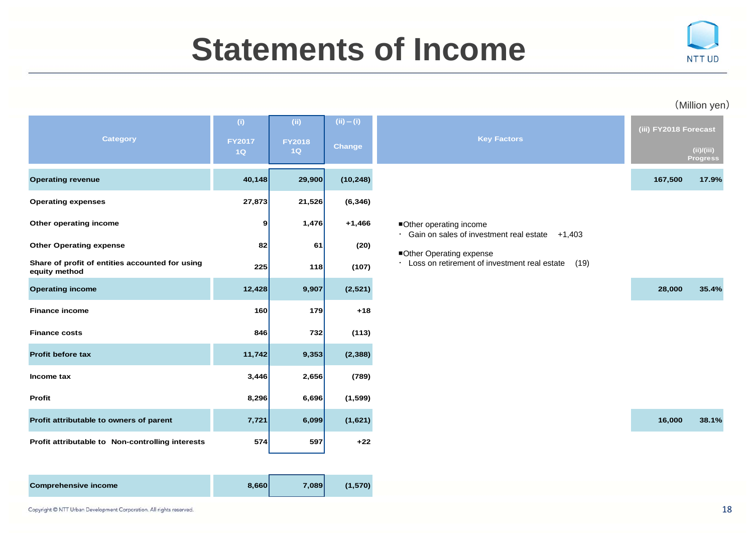# Statements of Income

(Million yen)

| Category | (i) FY2017 1Q | (ii) FY2018 1Q | (ii) – (i) Change | Key Factors | (iii) FY2018 Forecast | (ii)/(iii) Progress |
|---|---|---|---|---|---|---|
| Operating revenue | 40,148 | 29,900 | (10,248) | | 167,500 | 17.9% |
| Operating expenses | 27,873 | 21,526 | (6,346) | | | |
| Other operating income | 9 | 1,476 | +1,466 | ■Other operating income<br>・ Gain on sales of investment real estate +1,403 | | |
| Other Operating expense | 82 | 61 | (20) | ■Other Operating expense<br>・ Loss on retirement of investment real estate (19) | | |
| Share of profit of entities accounted for using equity method | 225 | 118 | (107) | | | |
| Operating income | 12,428 | 9,907 | (2,521) | | 28,000 | 35.4% |
| Finance income | 160 | 179 | +18 | | | |
| Finance costs | 846 | 732 | (113) | | | |
| Profit before tax | 11,742 | 9,353 | (2,388) | | | |
| Income tax | 3,446 | 2,656 | (789) | | | |
| Profit | 8,296 | 6,696 | (1,599) | | | |
| Profit attributable to owners of parent | 7,721 | 6,099 | (1,621) | | 16,000 | 38.1% |
| Profit attributable to Non-controlling interests | 574 | 597 | +22 | | | |
| Comprehensive income | 8,660 | 7,089 | (1,570) | | | |

Copyright © NTT Urban Development Corporation. All rights reserved.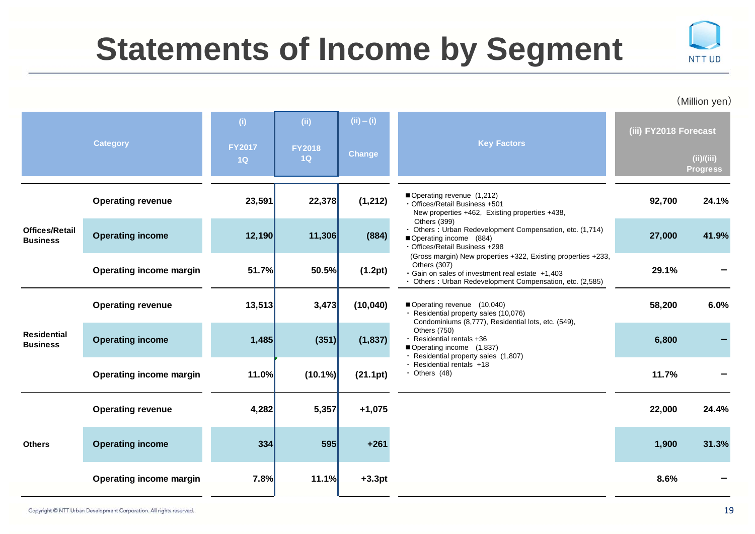# Statements of Income by Segment

(Million yen)

| Category | | (i) FY2017 1Q | (ii) FY2018 1Q | (ii) – (i) Change | Key Factors | (iii) FY2018 Forecast | (ii)/(iii) Progress |
|---|---|---|---|---|---|---|---|
| Offices/Retail Business | Operating revenue | 23,591 | 22,378 | (1,212) | ■Operating revenue (1,212)<br>・Offices/Retail Business +501<br>New properties +462, Existing properties +438, Others (399)<br>・ Others：Urban Redevelopment Compensation, etc. (1,714)<br>■Operating income (884)<br>・Offices/Retail Business +298<br>(Gross margin) New properties +322, Existing properties +233, Others (307)<br>・Gain on sales of investment real estate +1,403<br>・ Others：Urban Redevelopment Compensation, etc. (2,585) | 92,700 | 24.1% |
| | Operating income | 12,190 | 11,306 | (884) | | 27,000 | 41.9% |
| | Operating income margin | 51.7% | 50.5% | (1.2pt) | | 29.1% | – |
| Residential Business | Operating revenue | 13,513 | 3,473 | (10,040) | ■Operating revenue (10,040)<br>・ Residential property sales (10,076)<br>Condominiums (8,777), Residential lots, etc. (549), Others (750)<br>・ Residential rentals +36<br>■Operating income (1,837)<br>・ Residential property sales (1,807)<br>・ Residential rentals +18<br>・ Others (48) | 58,200 | 6.0% |
| | Operating income | 1,485 | (351) | (1,837) | | 6,800 | – |
| | Operating income margin | 11.0% | (10.1%) | (21.1pt) | | 11.7% | – |
| Others | Operating revenue | 4,282 | 5,357 | +1,075 | | 22,000 | 24.4% |
| | Operating income | 334 | 595 | +261 | | 1,900 | 31.3% |
| | Operating income margin | 7.8% | 11.1% | +3.3pt | | 8.6% | – |

Copyright © NTT Urban Development Corporation. All rights reserved.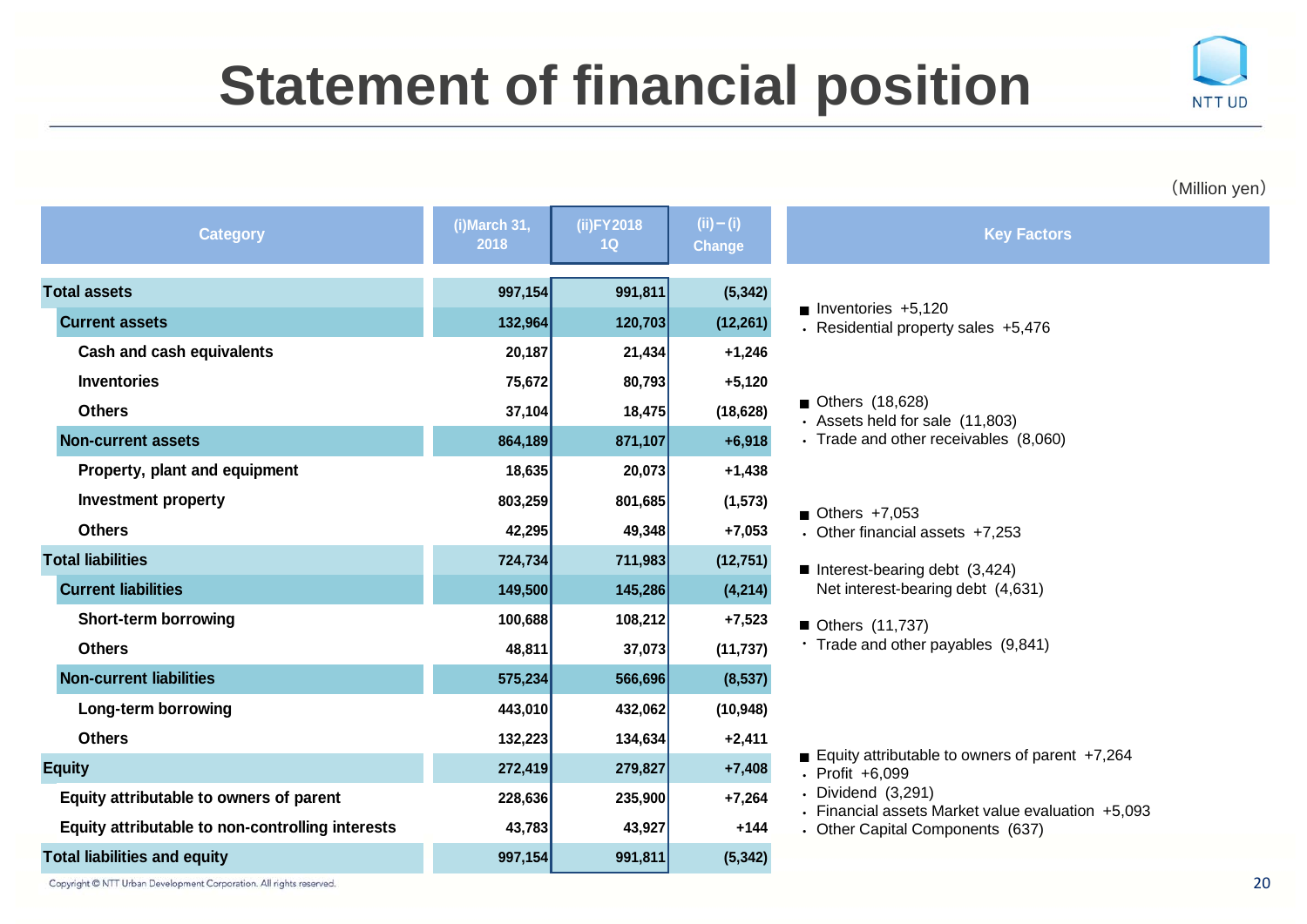# Statement of financial position

(Million yen)

| Category | (i)March 31, 2018 | (ii)FY2018 1Q | (ii) − (i) Change | Key Factors |
|---|---|---|---|---|
| Total assets | 997,154 | 991,811 | (5,342) | |
| Current assets | 132,964 | 120,703 | (12,261) | |
| Cash and cash equivalents | 20,187 | 21,434 | +1,246 | |
| Inventories | 75,672 | 80,793 | +5,120 | ■ Inventories +5,120<br>・Residential property sales +5,476 |
| Others | 37,104 | 18,475 | (18,628) | ■ Others (18,628)<br>・Assets held for sale (11,803)<br>・Trade and other receivables (8,060) |
| Non-current assets | 864,189 | 871,107 | +6,918 | |
| Property, plant and equipment | 18,635 | 20,073 | +1,438 | |
| Investment property | 803,259 | 801,685 | (1,573) | |
| Others | 42,295 | 49,348 | +7,053 | ■ Others +7,053<br>・Other financial assets +7,253 |
| Total liabilities | 724,734 | 711,983 | (12,751) | ■ Interest-bearing debt (3,424)<br>Net interest-bearing debt (4,631) |
| Current liabilities | 149,500 | 145,286 | (4,214) | |
| Short-term borrowing | 100,688 | 108,212 | +7,523 | |
| Others | 48,811 | 37,073 | (11,737) | ■ Others (11,737)<br>・Trade and other payables (9,841) |
| Non-current liabilities | 575,234 | 566,696 | (8,537) | |
| Long-term borrowing | 443,010 | 432,062 | (10,948) | |
| Others | 132,223 | 134,634 | +2,411 | |
| Equity | 272,419 | 279,827 | +7,408 | |
| Equity attributable to owners of parent | 228,636 | 235,900 | +7,264 | ■ Equity attributable to owners of parent +7,264<br>・Profit +6,099<br>・Dividend (3,291)<br>・Financial assets Market value evaluation +5,093<br>・Other Capital Components (637) |
| Equity attributable to non-controlling interests | 43,783 | 43,927 | +144 | |
| Total liabilities and equity | 997,154 | 991,811 | (5,342) | |

Copyright © NTT Urban Development Corporation. All rights reserved.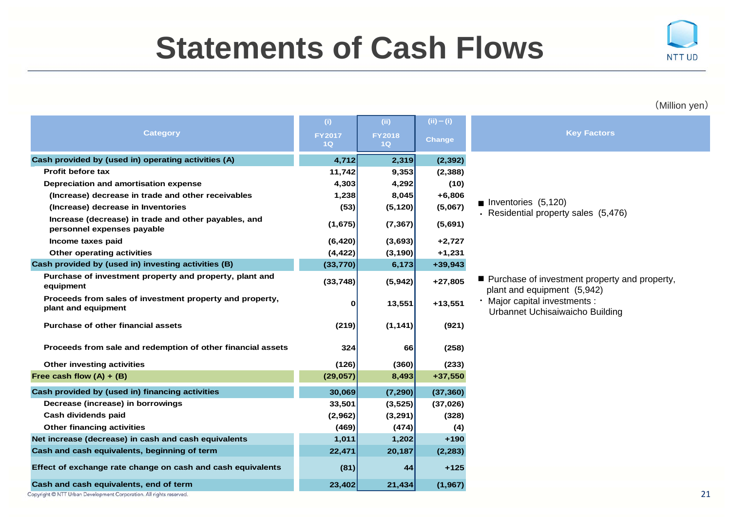# Statements of Cash Flows

(Million yen)

| Category | (i) FY2017 1Q | (ii) FY2018 1Q | (ii) – (i) Change | Key Factors |
|---|---|---|---|---|
| **Cash provided by (used in) operating activities (A)** | **4,712** | **2,319** | **(2,392)** | |
| Profit before tax | 11,742 | 9,353 | (2,388) | |
| Depreciation and amortisation expense | 4,303 | 4,292 | (10) | |
| (Increase) decrease in trade and other receivables | 1,238 | 8,045 | +6,806 | |
| (Increase) decrease in Inventories | (53) | (5,120) | (5,067) | ■ Inventories (5,120)<br>・ Residential property sales (5,476) |
| Increase (decrease) in trade and other payables, and personnel expenses payable | (1,675) | (7,367) | (5,691) | |
| Income taxes paid | (6,420) | (3,693) | +2,727 | |
| Other operating activities | (4,422) | (3,190) | +1,231 | |
| **Cash provided by (used in) investing activities (B)** | **(33,770)** | **6,173** | **+39,943** | |
| Purchase of investment property and property, plant and equipment | (33,748) | (5,942) | +27,805 | ■ Purchase of investment property and property, plant and equipment (5,942)<br>・ Major capital investments : Urbannet Uchisaiwaicho Building |
| Proceeds from sales of investment property and property, plant and equipment | 0 | 13,551 | +13,551 | |
| Purchase of other financial assets | (219) | (1,141) | (921) | |
| Proceeds from sale and redemption of other financial assets | 324 | 66 | (258) | |
| Other investing activities | (126) | (360) | (233) | |
| **Free cash flow (A) + (B)** | **(29,057)** | **8,493** | **+37,550** | |
| **Cash provided by (used in) financing activities** | **30,069** | **(7,290)** | **(37,360)** | |
| Decrease (increase) in borrowings | 33,501 | (3,525) | (37,026) | |
| Cash dividends paid | (2,962) | (3,291) | (328) | |
| Other financing activities | (469) | (474) | (4) | |
| **Net increase (decrease) in cash and cash equivalents** | **1,011** | **1,202** | **+190** | |
| **Cash and cash equivalents, beginning of term** | **22,471** | **20,187** | **(2,283)** | |
| **Effect of exchange rate change on cash and cash equivalents** | **(81)** | **44** | **+125** | |
| **Cash and cash equivalents, end of term** | **23,402** | **21,434** | **(1,967)** | |

Copyright © NTT Urban Development Corporation. All rights reserved.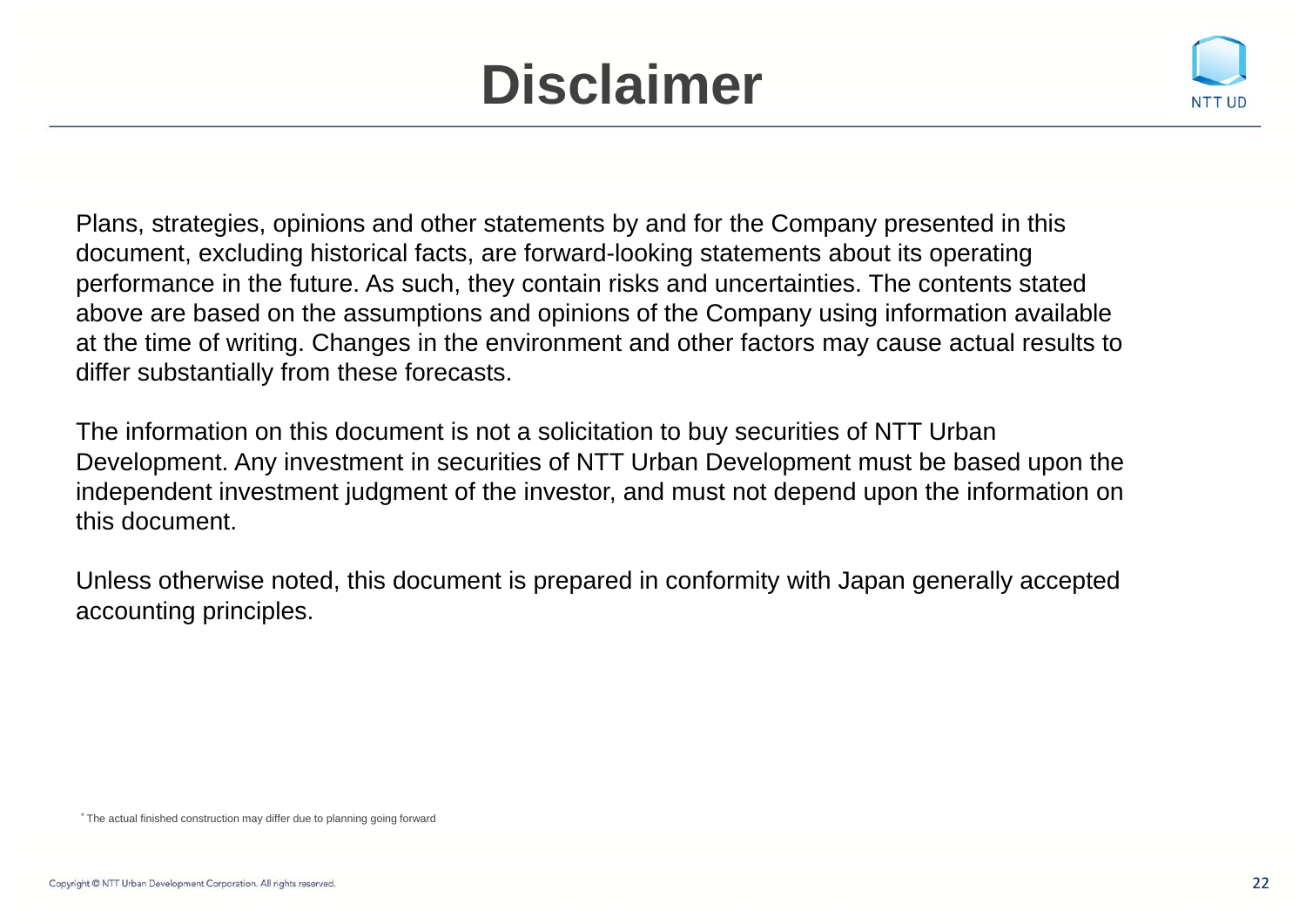# Disclaimer

Plans, strategies, opinions and other statements by and for the Company presented in this document, excluding historical facts, are forward-looking statements about its operating performance in the future. As such, they contain risks and uncertainties. The contents stated above are based on the assumptions and opinions of the Company using information available at the time of writing. Changes in the environment and other factors may cause actual results to differ substantially from these forecasts.

The information on this document is not a solicitation to buy securities of NTT Urban Development. Any investment in securities of NTT Urban Development must be based upon the independent investment judgment of the investor, and must not depend upon the information on this document.

Unless otherwise noted, this document is prepared in conformity with Japan generally accepted accounting principles.

* The actual finished construction may differ due to planning going forward